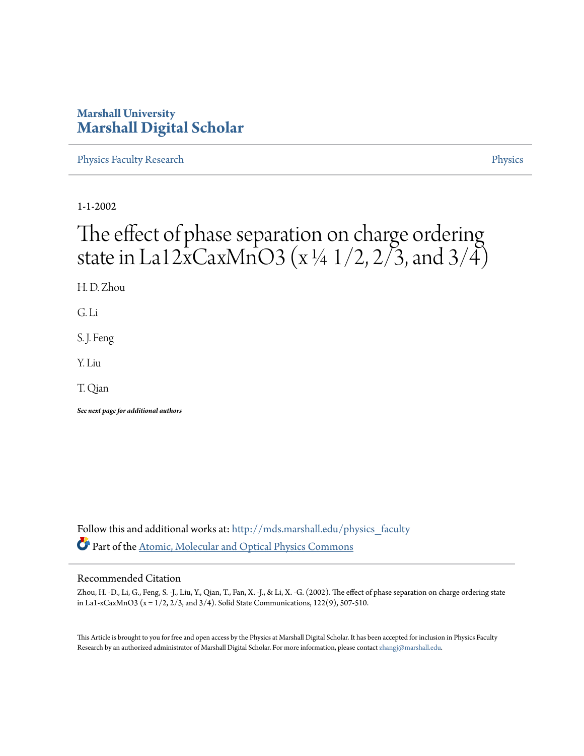Marshall University
# Marshall Digital Scholar

Physics Faculty Research | Physics

1-1-2002

# The effect of phase separation on charge ordering state in La12xCaxMnO3 (x ¼ 1/2, 2/3, and 3/4)

H. D. Zhou

G. Li

S. J. Feng

Y. Liu

T. Qian

***See next page for additional authors***

Follow this and additional works at: http://mds.marshall.edu/physics_faculty

Part of the Atomic, Molecular and Optical Physics Commons

## Recommended Citation

Zhou, H. -D., Li, G., Feng, S. -J., Liu, Y., Qian, T., Fan, X. -J., & Li, X. -G. (2002). The effect of phase separation on charge ordering state in La1-xCaxMnO3 (x = 1/2, 2/3, and 3/4). Solid State Communications, 122(9), 507-510.

This Article is brought to you for free and open access by the Physics at Marshall Digital Scholar. It has been accepted for inclusion in Physics Faculty Research by an authorized administrator of Marshall Digital Scholar. For more information, please contact zhangj@marshall.edu.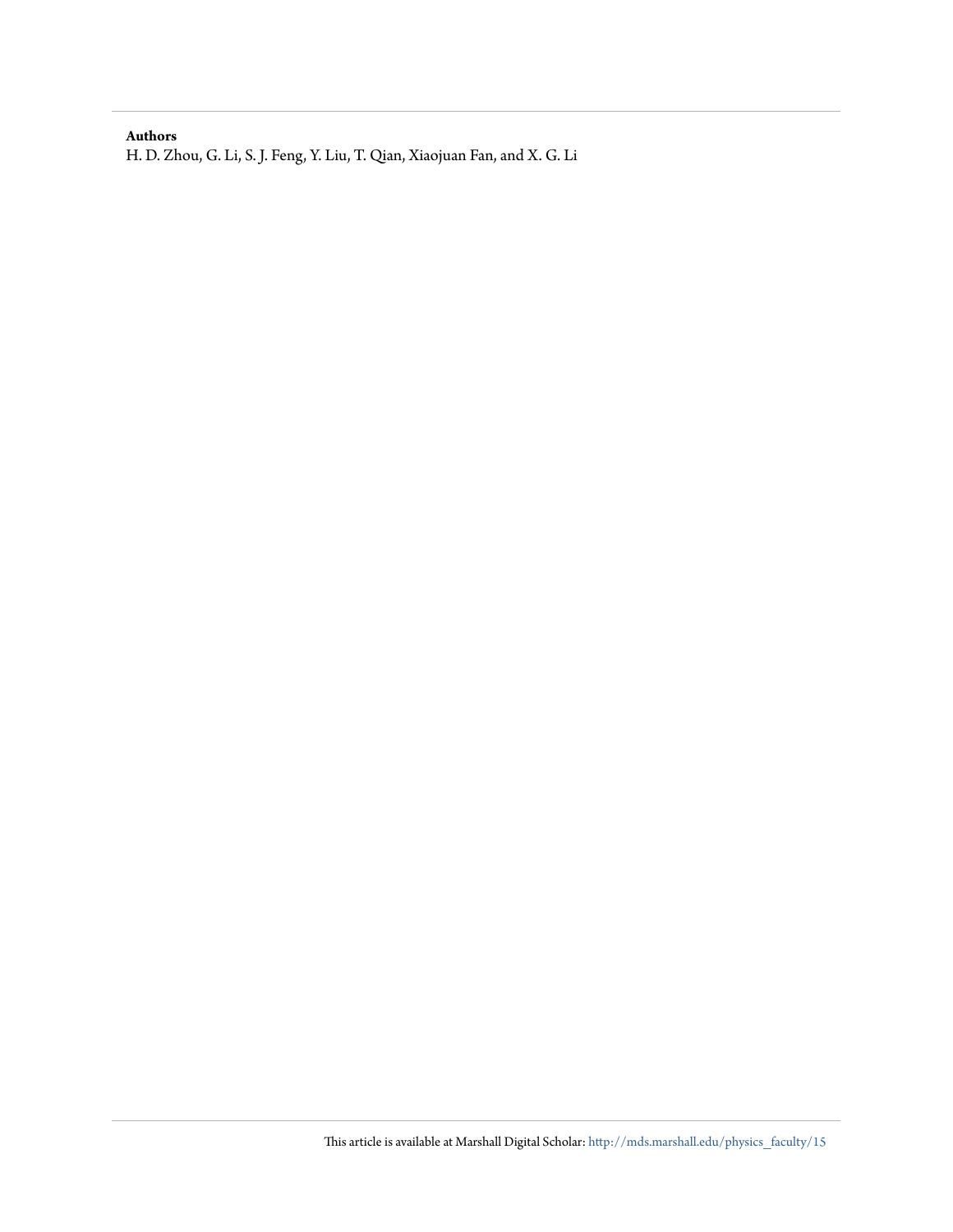**Authors**

H. D. Zhou, G. Li, S. J. Feng, Y. Liu, T. Qian, Xiaojuan Fan, and X. G. Li

This article is available at Marshall Digital Scholar: http://mds.marshall.edu/physics_faculty/15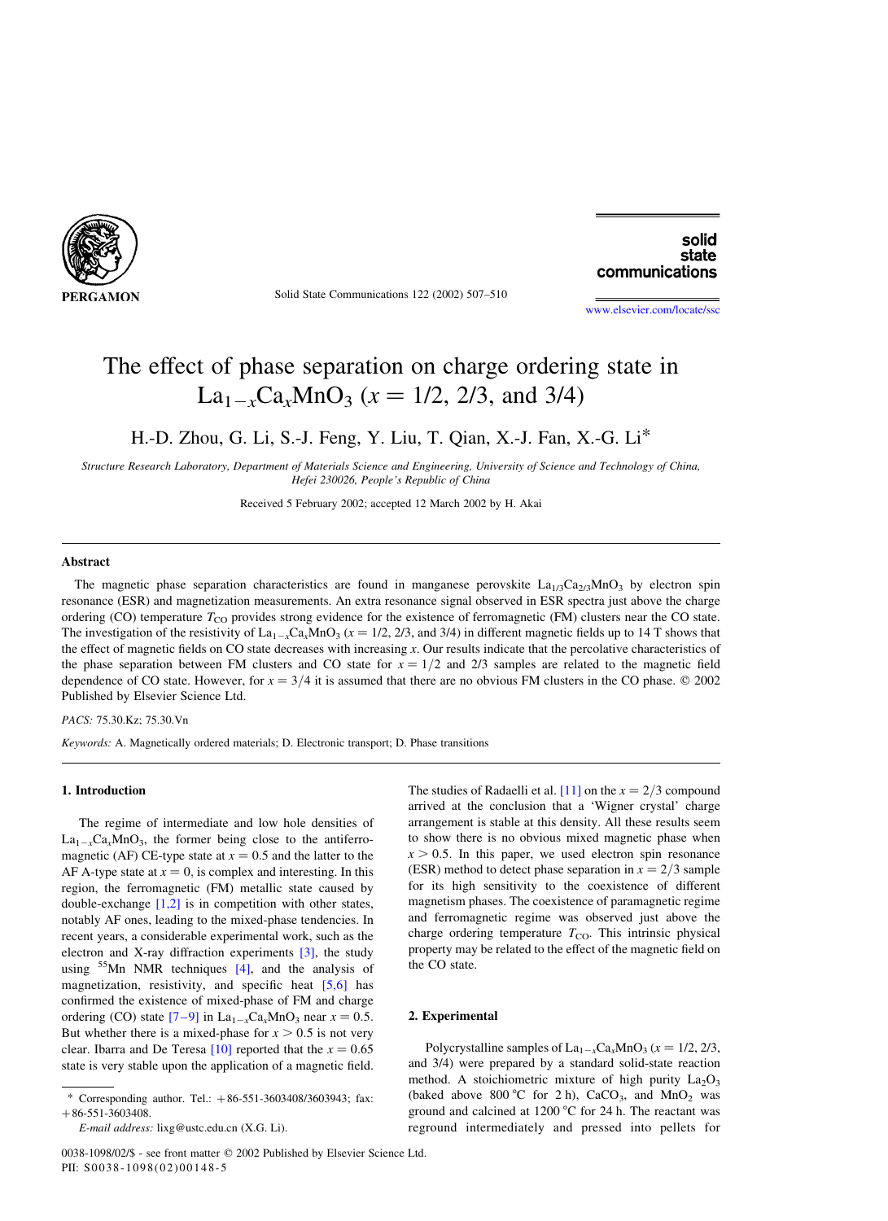# The effect of phase separation on charge ordering state in $La_{1-x}Ca_xMnO_3$ ($x = 1/2$, 2/3, and 3/4)

H.-D. Zhou, G. Li, S.-J. Feng, Y. Liu, T. Qian, X.-J. Fan, X.-G. Li*

*Structure Research Laboratory, Department of Materials Science and Engineering, University of Science and Technology of China, Hefei 230026, People's Republic of China*

Received 5 February 2002; accepted 12 March 2002 by H. Akai

## Abstract

The magnetic phase separation characteristics are found in manganese perovskite $La_{1/3}Ca_{2/3}MnO_3$ by electron spin resonance (ESR) and magnetization measurements. An extra resonance signal observed in ESR spectra just above the charge ordering (CO) temperature $T_{CO}$ provides strong evidence for the existence of ferromagnetic (FM) clusters near the CO state. The investigation of the resistivity of $La_{1-x}Ca_xMnO_3$ ($x = 1/2$, 2/3, and 3/4) in different magnetic fields up to 14 T shows that the effect of magnetic fields on CO state decreases with increasing $x$. Our results indicate that the percolative characteristics of the phase separation between FM clusters and CO state for $x = 1/2$ and 2/3 samples are related to the magnetic field dependence of CO state. However, for $x = 3/4$ it is assumed that there are no obvious FM clusters in the CO phase. © 2002 Published by Elsevier Science Ltd.

*PACS:* 75.30.Kz; 75.30.Vn

*Keywords:* A. Magnetically ordered materials; D. Electronic transport; D. Phase transitions

## 1. Introduction

The regime of intermediate and low hole densities of $La_{1-x}Ca_xMnO_3$, the former being close to the antiferromagnetic (AF) CE-type state at $x = 0.5$ and the latter to the AF A-type state at $x = 0$, is complex and interesting. In this region, the ferromagnetic (FM) metallic state caused by double-exchange [1,2] is in competition with other states, notably AF ones, leading to the mixed-phase tendencies. In recent years, a considerable experimental work, such as the electron and X-ray diffraction experiments [3], the study using $^{55}$Mn NMR techniques [4], and the analysis of magnetization, resistivity, and specific heat [5,6] has confirmed the existence of mixed-phase of FM and charge ordering (CO) state [7–9] in $La_{1-x}Ca_xMnO_3$ near $x = 0.5$. But whether there is a mixed-phase for $x > 0.5$ is not very clear. Ibarra and De Teresa [10] reported that the $x = 0.65$ state is very stable upon the application of a magnetic field. The studies of Radaelli et al. [11] on the $x = 2/3$ compound arrived at the conclusion that a 'Wigner crystal' charge arrangement is stable at this density. All these results seem to show there is no obvious mixed magnetic phase when $x > 0.5$. In this paper, we used electron spin resonance (ESR) method to detect phase separation in $x = 2/3$ sample for its high sensitivity to the coexistence of different magnetism phases. The coexistence of paramagnetic regime and ferromagnetic regime was observed just above the charge ordering temperature $T_{CO}$. This intrinsic physical property may be related to the effect of the magnetic field on the CO state.

## 2. Experimental

Polycrystalline samples of $La_{1-x}Ca_xMnO_3$ ($x = 1/2$, 2/3, and 3/4) were prepared by a standard solid-state reaction method. A stoichiometric mixture of high purity $La_2O_3$ (baked above 800 °C for 2 h), $CaCO_3$, and $MnO_2$ was ground and calcined at 1200 °C for 24 h. The reactant was reground intermediately and pressed into pellets for

\* Corresponding author. Tel.: +86-551-3603408/3603943; fax: +86-551-3603408.

*E-mail address:* lixg@ustc.edu.cn (X.G. Li).

0038-1098/02/$ - see front matter © 2002 Published by Elsevier Science Ltd.
PII: S0038-1098(02)00148-5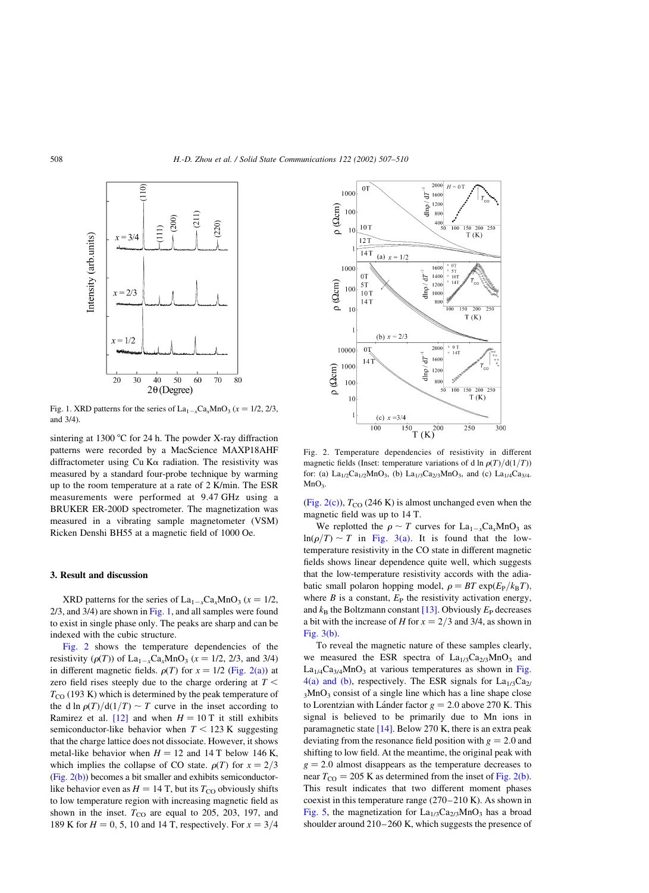Fig. 1. XRD patterns for the series of $La_{1-x}Ca_xMnO_3$ ($x = 1/2$, 2/3, and 3/4).

sintering at 1300 °C for 24 h. The powder X-ray diffraction patterns were recorded by a MacScience MAXP18AHF diffractometer using Cu Kα radiation. The resistivity was measured by a standard four-probe technique by warming up to the room temperature at a rate of 2 K/min. The ESR measurements were performed at 9.47 GHz using a BRUKER ER-200D spectrometer. The magnetization was measured in a vibrating sample magnetometer (VSM) Ricken Denshi BH55 at a magnetic field of 1000 Oe.

## 3. Result and discussion

XRD patterns for the series of $La_{1-x}Ca_xMnO_3$ ($x = 1/2$, 2/3, and 3/4) are shown in Fig. 1, and all samples were found to exist in single phase only. The peaks are sharp and can be indexed with the cubic structure.

Fig. 2 shows the temperature dependencies of the resistivity ($\rho(T)$) of $La_{1-x}Ca_xMnO_3$ ($x = 1/2$, 2/3, and 3/4) in different magnetic fields. $\rho(T)$ for $x = 1/2$ (Fig. 2(a)) at zero field rises steeply due to the charge ordering at $T < T_{CO}$ (193 K) which is determined by the peak temperature of the d ln $\rho(T)/\mathrm{d}(1/T) \sim T$ curve in the inset according to Ramirez et al. [12] and when $H = 10$ T it still exhibits semiconductor-like behavior when $T < 123$ K suggesting that the charge lattice does not dissociate. However, it shows metal-like behavior when $H = 12$ and 14 T below 146 K, which implies the collapse of CO state. $\rho(T)$ for $x = 2/3$ (Fig. 2(b)) becomes a bit smaller and exhibits semiconductor-like behavior even as $H = 14$ T, but its $T_{CO}$ obviously shifts to low temperature region with increasing magnetic field as shown in the inset. $T_{CO}$ are equal to 205, 203, 197, and 189 K for $H = 0$, 5, 10 and 14 T, respectively. For $x = 3/4$ (Fig. 2(c)), $T_{CO}$ (246 K) is almost unchanged even when the magnetic field was up to 14 T.

Fig. 2. Temperature dependencies of resistivity in different magnetic fields (Inset: temperature variations of d ln $\rho(T)/\mathrm{d}(1/T)$) for: (a) $La_{1/2}Ca_{1/2}MnO_3$, (b) $La_{1/3}Ca_{2/3}MnO_3$, and (c) $La_{1/4}Ca_{3/4}MnO_3$.

We replotted the $\rho \sim T$ curves for $La_{1-x}Ca_xMnO_3$ as $\ln(\rho/T) \sim T$ in Fig. 3(a). It is found that the low-temperature resistivity in the CO state in different magnetic fields shows linear dependence quite well, which suggests that the low-temperature resistivity accords with the adiabatic small polaron hopping model, $\rho = BT\exp(E_P/k_BT)$, where $B$ is a constant, $E_P$ the resistivity activation energy, and $k_B$ the Boltzmann constant [13]. Obviously $E_P$ decreases a bit with the increase of $H$ for $x = 2/3$ and 3/4, as shown in Fig. 3(b).

To reveal the magnetic nature of these samples clearly, we measured the ESR spectra of $La_{1/3}Ca_{2/3}MnO_3$ and $La_{1/4}Ca_{3/4}MnO_3$ at various temperatures as shown in Fig. 4(a) and (b), respectively. The ESR signals for $La_{1/3}Ca_{2/3}MnO_3$ consist of a single line which has a line shape close to Lorentzian with Lánder factor $g = 2.0$ above 270 K. This signal is believed to be primarily due to Mn ions in paramagnetic state [14]. Below 270 K, there is an extra peak deviating from the resonance field position with $g = 2.0$ and shifting to low field. At the meantime, the original peak with $g = 2.0$ almost disappears as the temperature decreases to near $T_{CO} = 205$ K as determined from the inset of Fig. 2(b). This result indicates that two different moment phases coexist in this temperature range (270–210 K). As shown in Fig. 5, the magnetization for $La_{1/3}Ca_{2/3}MnO_3$ has a broad shoulder around 210–260 K, which suggests the presence of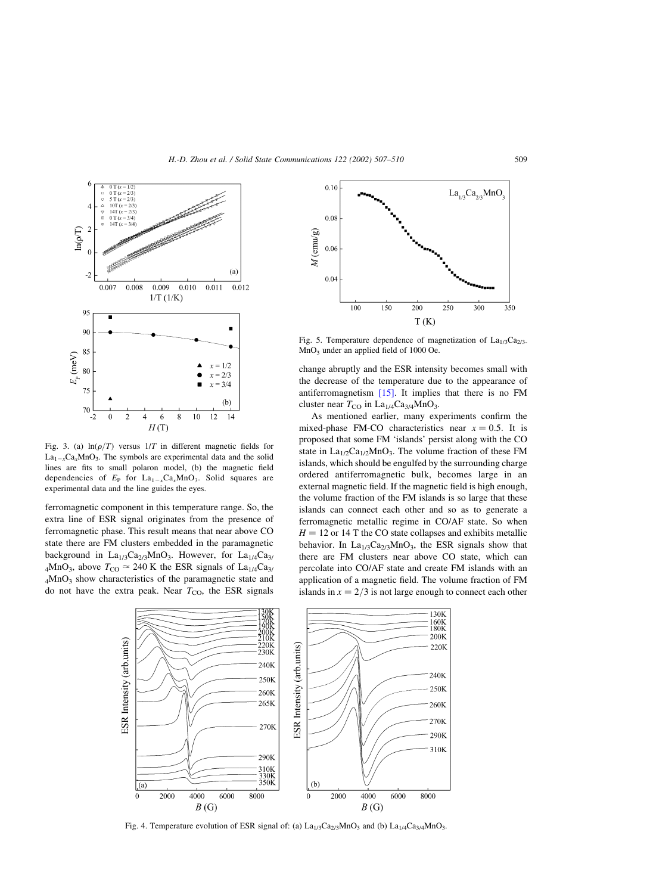Fig. 3. (a) $\ln(\rho/T)$ versus $1/T$ in different magnetic fields for $La_{1-x}Ca_xMnO_3$. The symbols are experimental data and the solid lines are fits to small polaron model, (b) the magnetic field dependencies of $E_P$ for $La_{1-x}Ca_xMnO_3$. Solid squares are experimental data and the line guides the eyes.

ferromagnetic component in this temperature range. So, the extra line of ESR signal originates from the presence of ferromagnetic phase. This result means that near above CO state there are FM clusters embedded in the paramagnetic background in $La_{1/3}Ca_{2/3}MnO_3$. However, for $La_{1/4}Ca_{3/4}MnO_3$, above $T_{CO} \approx 240$ K the ESR signals of $La_{1/4}Ca_{3/4}MnO_3$ show characteristics of the paramagnetic state and do not have the extra peak. Near $T_{CO}$, the ESR signals change abruptly and the ESR intensity becomes small with the decrease of the temperature due to the appearance of antiferromagnetism [15]. It implies that there is no FM cluster near $T_{CO}$ in $La_{1/4}Ca_{3/4}MnO_3$.

Fig. 5. Temperature dependence of magnetization of $La_{1/3}Ca_{2/3}MnO_3$ under an applied field of 1000 Oe.

As mentioned earlier, many experiments confirm the mixed-phase FM-CO characteristics near $x = 0.5$. It is proposed that some FM 'islands' persist along with the CO state in $La_{1/2}Ca_{1/2}MnO_3$. The volume fraction of these FM islands, which should be engulfed by the surrounding charge ordered antiferromagnetic bulk, becomes large in an external magnetic field. If the magnetic field is high enough, the volume fraction of the FM islands is so large that these islands can connect each other and so as to generate a ferromagnetic metallic regime in CO/AF state. So when $H = 12$ or 14 T the CO state collapses and exhibits metallic behavior. In $La_{1/3}Ca_{2/3}MnO_3$, the ESR signals show that there are FM clusters near above CO state, which can percolate into CO/AF state and create FM islands with an application of a magnetic field. The volume fraction of FM islands in $x = 2/3$ is not large enough to connect each other

Fig. 4. Temperature evolution of ESR signal of: (a) $La_{1/3}Ca_{2/3}MnO_3$ and (b) $La_{1/4}Ca_{3/4}MnO_3$.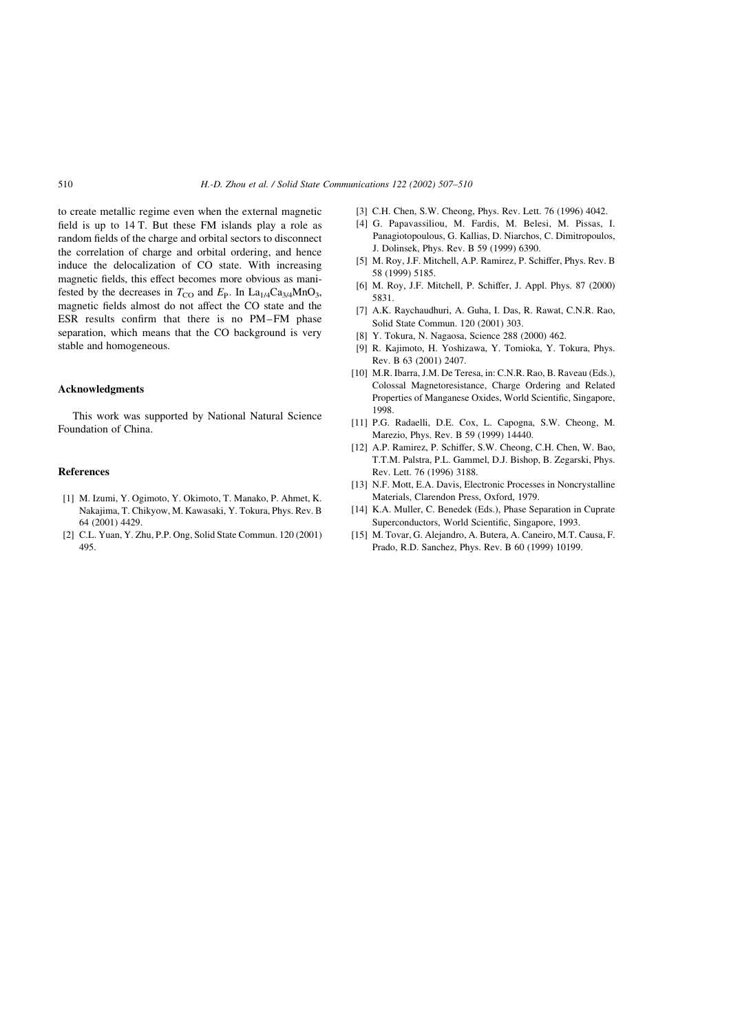to create metallic regime even when the external magnetic field is up to 14 T. But these FM islands play a role as random fields of the charge and orbital sectors to disconnect the correlation of charge and orbital ordering, and hence induce the delocalization of CO state. With increasing magnetic fields, this effect becomes more obvious as manifested by the decreases in $T_{CO}$ and $E_P$. In $La_{1/4}Ca_{3/4}MnO_3$, magnetic fields almost do not affect the CO state and the ESR results confirm that there is no PM–FM phase separation, which means that the CO background is very stable and homogeneous.

## Acknowledgments

This work was supported by National Natural Science Foundation of China.

## References

[1] M. Izumi, Y. Ogimoto, Y. Okimoto, T. Manako, P. Ahmet, K. Nakajima, T. Chikyow, M. Kawasaki, Y. Tokura, Phys. Rev. B 64 (2001) 4429.

[2] C.L. Yuan, Y. Zhu, P.P. Ong, Solid State Commun. 120 (2001) 495.

[3] C.H. Chen, S.W. Cheong, Phys. Rev. Lett. 76 (1996) 4042.

[4] G. Papavassiliou, M. Fardis, M. Belesi, M. Pissas, I. Panagiotopoulous, G. Kallias, D. Niarchos, C. Dimitropoulos, J. Dolinsek, Phys. Rev. B 59 (1999) 6390.

[5] M. Roy, J.F. Mitchell, A.P. Ramirez, P. Schiffer, Phys. Rev. B 58 (1999) 5185.

[6] M. Roy, J.F. Mitchell, P. Schiffer, J. Appl. Phys. 87 (2000) 5831.

[7] A.K. Raychaudhuri, A. Guha, I. Das, R. Rawat, C.N.R. Rao, Solid State Commun. 120 (2001) 303.

[8] Y. Tokura, N. Nagaosa, Science 288 (2000) 462.

[9] R. Kajimoto, H. Yoshizawa, Y. Tomioka, Y. Tokura, Phys. Rev. B 63 (2001) 2407.

[10] M.R. Ibarra, J.M. De Teresa, in: C.N.R. Rao, B. Raveau (Eds.), Colossal Magnetoresistance, Charge Ordering and Related Properties of Manganese Oxides, World Scientific, Singapore, 1998.

[11] P.G. Radaelli, D.E. Cox, L. Capogna, S.W. Cheong, M. Marezio, Phys. Rev. B 59 (1999) 14440.

[12] A.P. Ramirez, P. Schiffer, S.W. Cheong, C.H. Chen, W. Bao, T.T.M. Palstra, P.L. Gammel, D.J. Bishop, B. Zegarski, Phys. Rev. Lett. 76 (1996) 3188.

[13] N.F. Mott, E.A. Davis, Electronic Processes in Noncrystalline Materials, Clarendon Press, Oxford, 1979.

[14] K.A. Muller, C. Benedek (Eds.), Phase Separation in Cuprate Superconductors, World Scientific, Singapore, 1993.

[15] M. Tovar, G. Alejandro, A. Butera, A. Caneiro, M.T. Causa, F. Prado, R.D. Sanchez, Phys. Rev. B 60 (1999) 10199.